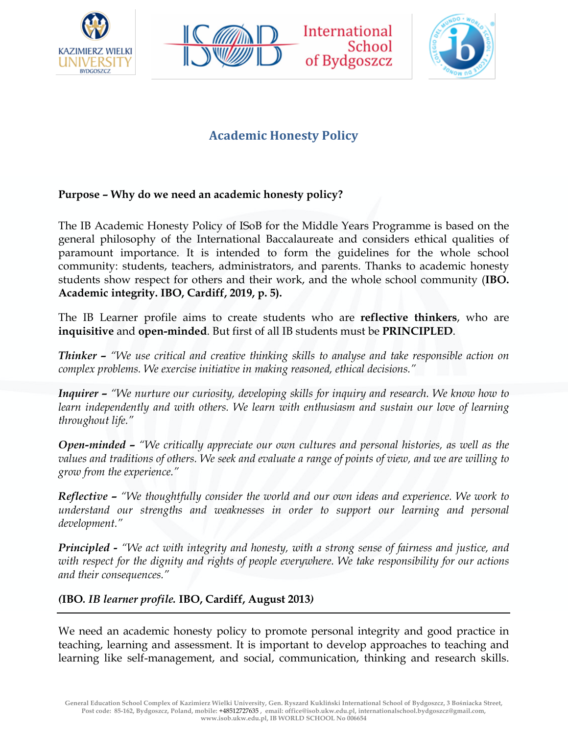# Academic Honesty Policy

**Purpose – Why do we need an academic honesty policy?**

The IB Academic Honesty Policy of ISoB for the Middle Years Programme is based on the general philosophy of the International Baccalaureate and considers ethical qualities of paramount importance. It is intended to form the guidelines for the whole school community: students, teachers, administrators, and parents. Thanks to academic honesty students show respect for others and their work, and the whole school community (**IBO. Academic integrity. IBO, Cardiff, 2019, p. 5).**

The IB Learner profile aims to create students who are **reflective thinkers**, who are **inquisitive** and **open-minded**. But first of all IB students must be **PRINCIPLED**.

***Thinker –*** *"We use critical and creative thinking skills to analyse and take responsible action on complex problems. We exercise initiative in making reasoned, ethical decisions."*

***Inquirer –*** *"We nurture our curiosity, developing skills for inquiry and research. We know how to learn independently and with others. We learn with enthusiasm and sustain our love of learning throughout life."*

***Open-minded –*** *"We critically appreciate our own cultures and personal histories, as well as the values and traditions of others. We seek and evaluate a range of points of view, and we are willing to grow from the experience."*

***Reflective –*** *"We thoughtfully consider the world and our own ideas and experience. We work to understand our strengths and weaknesses in order to support our learning and personal development."*

***Principled -*** *"We act with integrity and honesty, with a strong sense of fairness and justice, and with respect for the dignity and rights of people everywhere. We take responsibility for our actions and their consequences."*

**(IBO.** ***IB learner profile.*** **IBO, Cardiff, August 2013*)***

---

We need an academic honesty policy to promote personal integrity and good practice in teaching, learning and assessment. It is important to develop approaches to teaching and learning like self-management, and social, communication, thinking and research skills.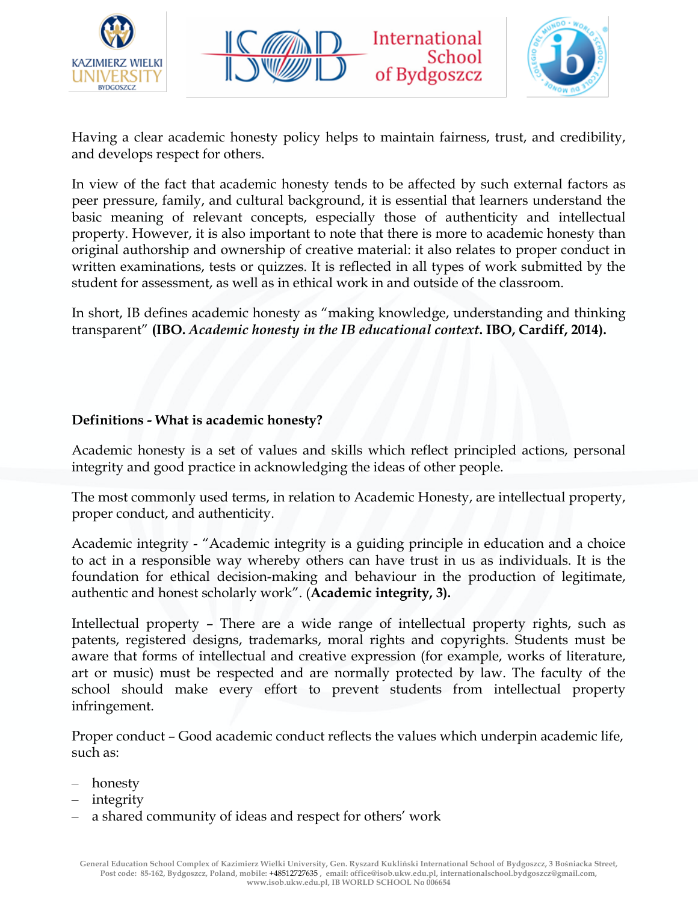Having a clear academic honesty policy helps to maintain fairness, trust, and credibility, and develops respect for others.

In view of the fact that academic honesty tends to be affected by such external factors as peer pressure, family, and cultural background, it is essential that learners understand the basic meaning of relevant concepts, especially those of authenticity and intellectual property. However, it is also important to note that there is more to academic honesty than original authorship and ownership of creative material: it also relates to proper conduct in written examinations, tests or quizzes. It is reflected in all types of work submitted by the student for assessment, as well as in ethical work in and outside of the classroom.

In short, IB defines academic honesty as "making knowledge, understanding and thinking transparent" **(IBO. *Academic honesty in the IB educational context*. IBO, Cardiff, 2014).**

**Definitions - What is academic honesty?**

Academic honesty is a set of values and skills which reflect principled actions, personal integrity and good practice in acknowledging the ideas of other people.

The most commonly used terms, in relation to Academic Honesty, are intellectual property, proper conduct, and authenticity.

Academic integrity - "Academic integrity is a guiding principle in education and a choice to act in a responsible way whereby others can have trust in us as individuals. It is the foundation for ethical decision-making and behaviour in the production of legitimate, authentic and honest scholarly work". (**Academic integrity, 3).**

Intellectual property – There are a wide range of intellectual property rights, such as patents, registered designs, trademarks, moral rights and copyrights. Students must be aware that forms of intellectual and creative expression (for example, works of literature, art or music) must be respected and are normally protected by law. The faculty of the school should make every effort to prevent students from intellectual property infringement.

Proper conduct – Good academic conduct reflects the values which underpin academic life, such as:

- honesty
- integrity
- a shared community of ideas and respect for others' work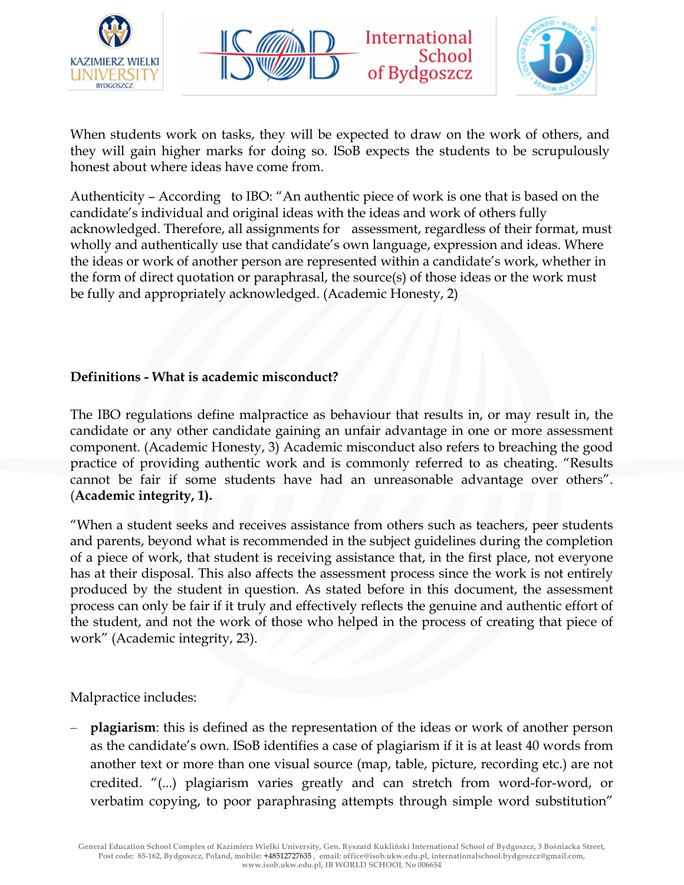When students work on tasks, they will be expected to draw on the work of others, and they will gain higher marks for doing so. ISoB expects the students to be scrupulously honest about where ideas have come from.

Authenticity – According to IBO: "An authentic piece of work is one that is based on the candidate's individual and original ideas with the ideas and work of others fully acknowledged. Therefore, all assignments for assessment, regardless of their format, must wholly and authentically use that candidate's own language, expression and ideas. Where the ideas or work of another person are represented within a candidate's work, whether in the form of direct quotation or paraphrasal, the source(s) of those ideas or the work must be fully and appropriately acknowledged. (Academic Honesty, 2)

**Definitions - What is academic misconduct?**

The IBO regulations define malpractice as behaviour that results in, or may result in, the candidate or any other candidate gaining an unfair advantage in one or more assessment component. (Academic Honesty, 3) Academic misconduct also refers to breaching the good practice of providing authentic work and is commonly referred to as cheating. "Results cannot be fair if some students have had an unreasonable advantage over others". (**Academic integrity, 1).**

"When a student seeks and receives assistance from others such as teachers, peer students and parents, beyond what is recommended in the subject guidelines during the completion of a piece of work, that student is receiving assistance that, in the first place, not everyone has at their disposal. This also affects the assessment process since the work is not entirely produced by the student in question. As stated before in this document, the assessment process can only be fair if it truly and effectively reflects the genuine and authentic effort of the student, and not the work of those who helped in the process of creating that piece of work" (Academic integrity, 23).

Malpractice includes:

– **plagiarism**: this is defined as the representation of the ideas or work of another person as the candidate's own. ISoB identifies a case of plagiarism if it is at least 40 words from another text or more than one visual source (map, table, picture, recording etc.) are not credited. "(...) plagiarism varies greatly and can stretch from word-for-word, or verbatim copying, to poor paraphrasing attempts through simple word substitution"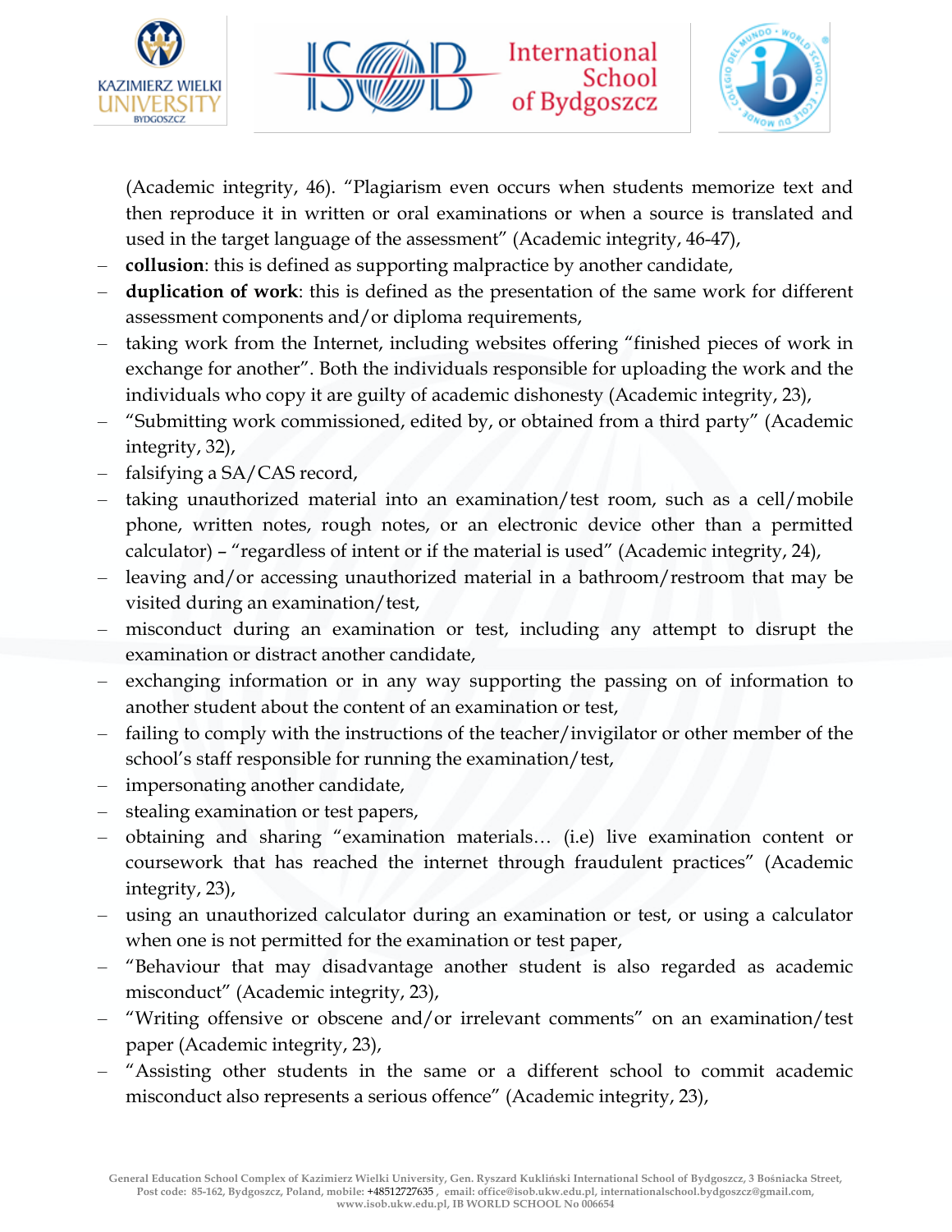(Academic integrity, 46). "Plagiarism even occurs when students memorize text and then reproduce it in written or oral examinations or when a source is translated and used in the target language of the assessment" (Academic integrity, 46-47),

- **collusion**: this is defined as supporting malpractice by another candidate,
- **duplication of work**: this is defined as the presentation of the same work for different assessment components and/or diploma requirements,
- taking work from the Internet, including websites offering "finished pieces of work in exchange for another". Both the individuals responsible for uploading the work and the individuals who copy it are guilty of academic dishonesty (Academic integrity, 23),
- "Submitting work commissioned, edited by, or obtained from a third party" (Academic integrity, 32),
- falsifying a SA/CAS record,
- taking unauthorized material into an examination/test room, such as a cell/mobile phone, written notes, rough notes, or an electronic device other than a permitted calculator) – "regardless of intent or if the material is used" (Academic integrity, 24),
- leaving and/or accessing unauthorized material in a bathroom/restroom that may be visited during an examination/test,
- misconduct during an examination or test, including any attempt to disrupt the examination or distract another candidate,
- exchanging information or in any way supporting the passing on of information to another student about the content of an examination or test,
- failing to comply with the instructions of the teacher/invigilator or other member of the school's staff responsible for running the examination/test,
- impersonating another candidate,
- stealing examination or test papers,
- obtaining and sharing "examination materials… (i.e) live examination content or coursework that has reached the internet through fraudulent practices" (Academic integrity, 23),
- using an unauthorized calculator during an examination or test, or using a calculator when one is not permitted for the examination or test paper,
- "Behaviour that may disadvantage another student is also regarded as academic misconduct" (Academic integrity, 23),
- "Writing offensive or obscene and/or irrelevant comments" on an examination/test paper (Academic integrity, 23),
- "Assisting other students in the same or a different school to commit academic misconduct also represents a serious offence" (Academic integrity, 23),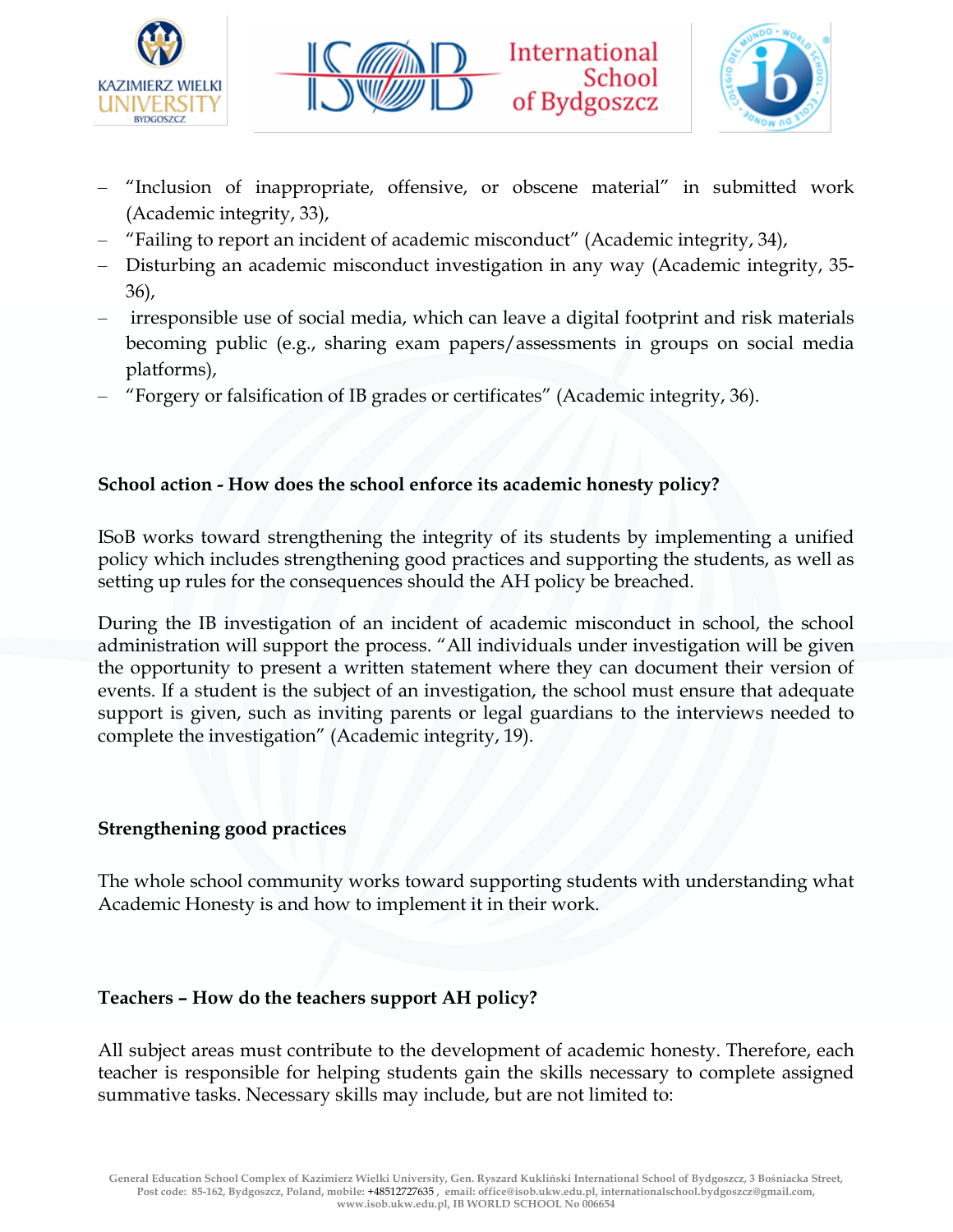- "Inclusion of inappropriate, offensive, or obscene material" in submitted work (Academic integrity, 33),
- "Failing to report an incident of academic misconduct" (Academic integrity, 34),
- Disturbing an academic misconduct investigation in any way (Academic integrity, 35-36),
- irresponsible use of social media, which can leave a digital footprint and risk materials becoming public (e.g., sharing exam papers/assessments in groups on social media platforms),
- "Forgery or falsification of IB grades or certificates" (Academic integrity, 36).

**School action - How does the school enforce its academic honesty policy?**

ISoB works toward strengthening the integrity of its students by implementing a unified policy which includes strengthening good practices and supporting the students, as well as setting up rules for the consequences should the AH policy be breached.

During the IB investigation of an incident of academic misconduct in school, the school administration will support the process. "All individuals under investigation will be given the opportunity to present a written statement where they can document their version of events. If a student is the subject of an investigation, the school must ensure that adequate support is given, such as inviting parents or legal guardians to the interviews needed to complete the investigation" (Academic integrity, 19).

**Strengthening good practices**

The whole school community works toward supporting students with understanding what Academic Honesty is and how to implement it in their work.

**Teachers – How do the teachers support AH policy?**

All subject areas must contribute to the development of academic honesty. Therefore, each teacher is responsible for helping students gain the skills necessary to complete assigned summative tasks. Necessary skills may include, but are not limited to: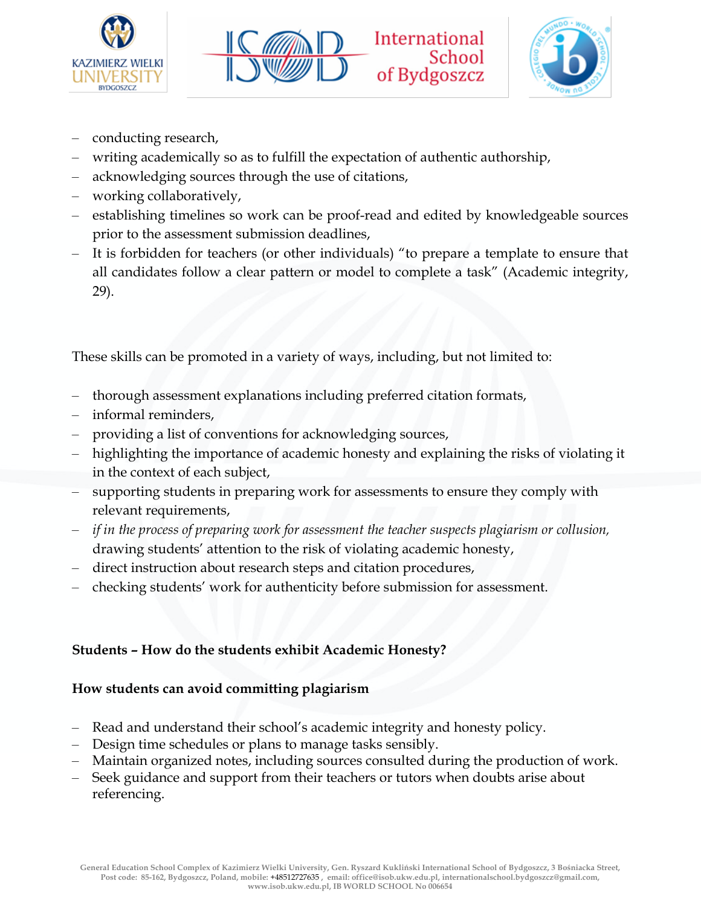- conducting research,
- writing academically so as to fulfill the expectation of authentic authorship,
- acknowledging sources through the use of citations,
- working collaboratively,
- establishing timelines so work can be proof-read and edited by knowledgeable sources prior to the assessment submission deadlines,
- It is forbidden for teachers (or other individuals) "to prepare a template to ensure that all candidates follow a clear pattern or model to complete a task" (Academic integrity, 29).

These skills can be promoted in a variety of ways, including, but not limited to:

- thorough assessment explanations including preferred citation formats,
- informal reminders,
- providing a list of conventions for acknowledging sources,
- highlighting the importance of academic honesty and explaining the risks of violating it in the context of each subject,
- supporting students in preparing work for assessments to ensure they comply with relevant requirements,
- *if in the process of preparing work for assessment the teacher suspects plagiarism or collusion,* drawing students' attention to the risk of violating academic honesty,
- direct instruction about research steps and citation procedures,
- checking students' work for authenticity before submission for assessment.

**Students – How do the students exhibit Academic Honesty?**

**How students can avoid committing plagiarism**

- Read and understand their school's academic integrity and honesty policy.
- Design time schedules or plans to manage tasks sensibly.
- Maintain organized notes, including sources consulted during the production of work.
- Seek guidance and support from their teachers or tutors when doubts arise about referencing.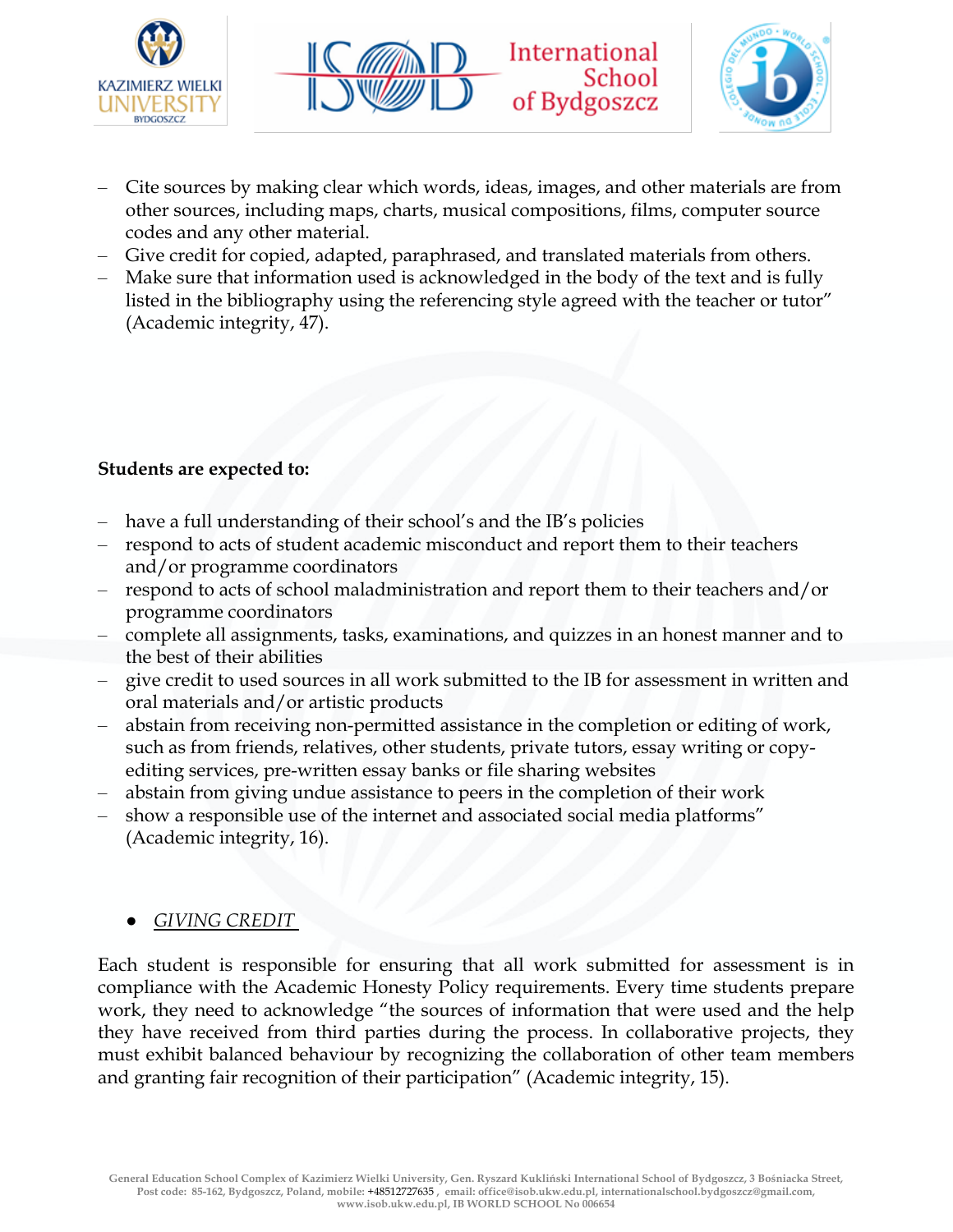- Cite sources by making clear which words, ideas, images, and other materials are from other sources, including maps, charts, musical compositions, films, computer source codes and any other material.
- Give credit for copied, adapted, paraphrased, and translated materials from others.
- Make sure that information used is acknowledged in the body of the text and is fully listed in the bibliography using the referencing style agreed with the teacher or tutor" (Academic integrity, 47).

**Students are expected to:**

- have a full understanding of their school's and the IB's policies
- respond to acts of student academic misconduct and report them to their teachers and/or programme coordinators
- respond to acts of school maladministration and report them to their teachers and/or programme coordinators
- complete all assignments, tasks, examinations, and quizzes in an honest manner and to the best of their abilities
- give credit to used sources in all work submitted to the IB for assessment in written and oral materials and/or artistic products
- abstain from receiving non-permitted assistance in the completion or editing of work, such as from friends, relatives, other students, private tutors, essay writing or copy-editing services, pre-written essay banks or file sharing websites
- abstain from giving undue assistance to peers in the completion of their work
- show a responsible use of the internet and associated social media platforms" (Academic integrity, 16).

- *GIVING CREDIT*

Each student is responsible for ensuring that all work submitted for assessment is in compliance with the Academic Honesty Policy requirements. Every time students prepare work, they need to acknowledge "the sources of information that were used and the help they have received from third parties during the process. In collaborative projects, they must exhibit balanced behaviour by recognizing the collaboration of other team members and granting fair recognition of their participation" (Academic integrity, 15).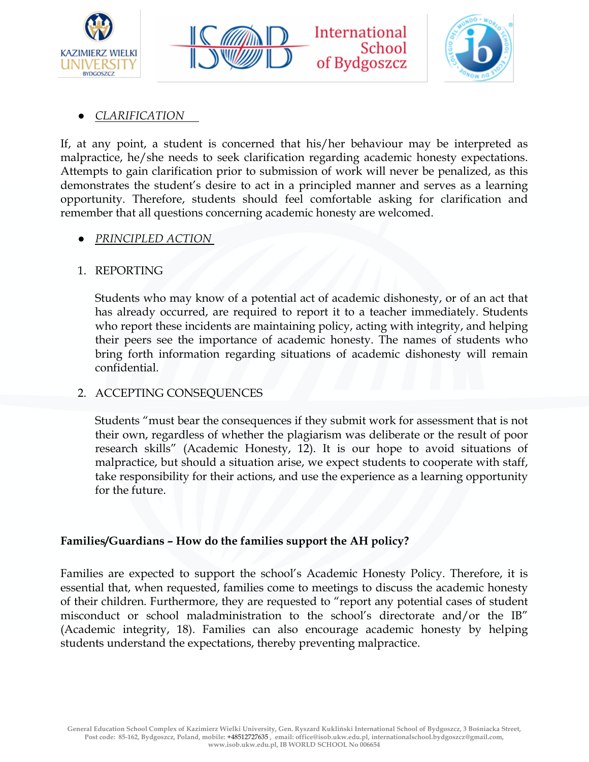- *CLARIFICATION*

If, at any point, a student is concerned that his/her behaviour may be interpreted as malpractice, he/she needs to seek clarification regarding academic honesty expectations. Attempts to gain clarification prior to submission of work will never be penalized, as this demonstrates the student's desire to act in a principled manner and serves as a learning opportunity. Therefore, students should feel comfortable asking for clarification and remember that all questions concerning academic honesty are welcomed.

- *PRINCIPLED ACTION*

1. REPORTING

   Students who may know of a potential act of academic dishonesty, or of an act that has already occurred, are required to report it to a teacher immediately. Students who report these incidents are maintaining policy, acting with integrity, and helping their peers see the importance of academic honesty. The names of students who bring forth information regarding situations of academic dishonesty will remain confidential.

2. ACCEPTING CONSEQUENCES

   Students "must bear the consequences if they submit work for assessment that is not their own, regardless of whether the plagiarism was deliberate or the result of poor research skills" (Academic Honesty, 12). It is our hope to avoid situations of malpractice, but should a situation arise, we expect students to cooperate with staff, take responsibility for their actions, and use the experience as a learning opportunity for the future.

**Families/Guardians – How do the families support the AH policy?**

Families are expected to support the school's Academic Honesty Policy. Therefore, it is essential that, when requested, families come to meetings to discuss the academic honesty of their children. Furthermore, they are requested to "report any potential cases of student misconduct or school maladministration to the school's directorate and/or the IB" (Academic integrity, 18). Families can also encourage academic honesty by helping students understand the expectations, thereby preventing malpractice.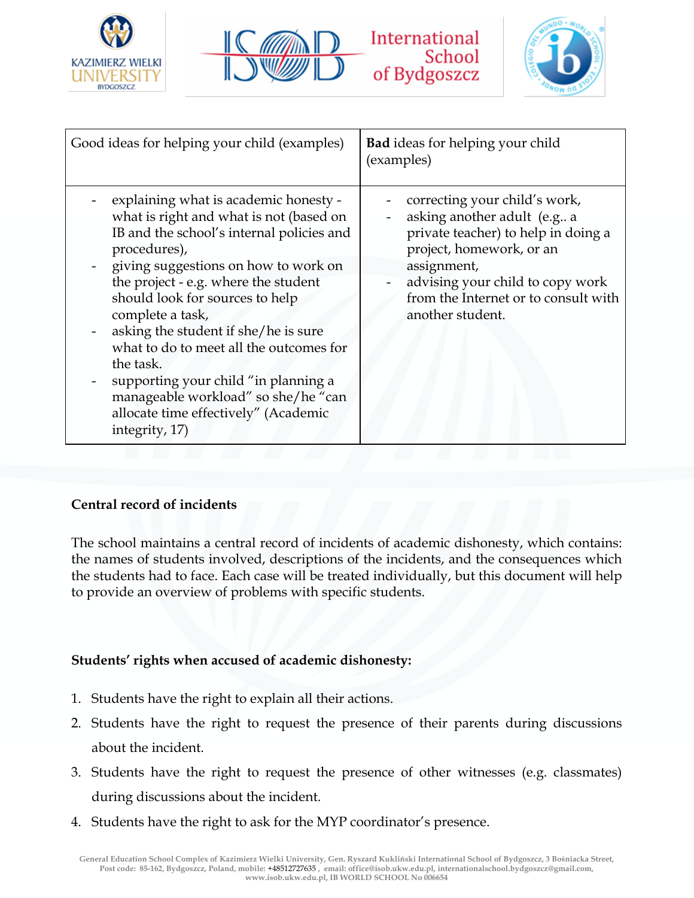| Good ideas for helping your child (examples) | **Bad** ideas for helping your child (examples) |
|---|---|
| - explaining what is academic honesty - what is right and what is not (based on IB and the school's internal policies and procedures),<br>- giving suggestions on how to work on the project - e.g. where the student should look for sources to help complete a task,<br>- asking the student if she/he is sure what to do to meet all the outcomes for the task.<br>- supporting your child "in planning a manageable workload" so she/he "can allocate time effectively" (Academic integrity, 17) | - correcting your child's work,<br>- asking another adult (e.g.. a private teacher) to help in doing a project, homework, or an assignment,<br>- advising your child to copy work from the Internet or to consult with another student. |

**Central record of incidents**

The school maintains a central record of incidents of academic dishonesty, which contains: the names of students involved, descriptions of the incidents, and the consequences which the students had to face. Each case will be treated individually, but this document will help to provide an overview of problems with specific students.

**Students' rights when accused of academic dishonesty:**

1. Students have the right to explain all their actions.
2. Students have the right to request the presence of their parents during discussions about the incident.
3. Students have the right to request the presence of other witnesses (e.g. classmates) during discussions about the incident.
4. Students have the right to ask for the MYP coordinator's presence.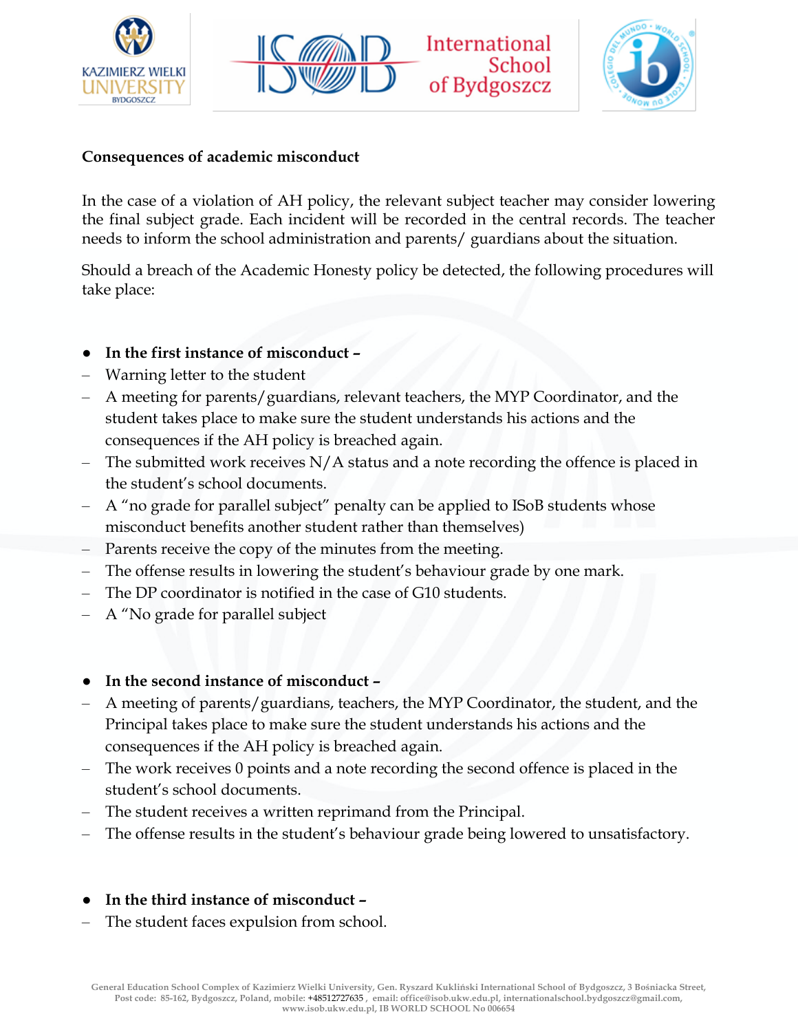**Consequences of academic misconduct**

In the case of a violation of AH policy, the relevant subject teacher may consider lowering the final subject grade. Each incident will be recorded in the central records. The teacher needs to inform the school administration and parents/ guardians about the situation.

Should a breach of the Academic Honesty policy be detected, the following procedures will take place:

- **In the first instance of misconduct –**
  - Warning letter to the student
  - A meeting for parents/guardians, relevant teachers, the MYP Coordinator, and the student takes place to make sure the student understands his actions and the consequences if the AH policy is breached again.
  - The submitted work receives N/A status and a note recording the offence is placed in the student's school documents.
  - A "no grade for parallel subject" penalty can be applied to ISoB students whose misconduct benefits another student rather than themselves)
  - Parents receive the copy of the minutes from the meeting.
  - The offense results in lowering the student's behaviour grade by one mark.
  - The DP coordinator is notified in the case of G10 students.
  - A "No grade for parallel subject

- **In the second instance of misconduct –**
  - A meeting of parents/guardians, teachers, the MYP Coordinator, the student, and the Principal takes place to make sure the student understands his actions and the consequences if the AH policy is breached again.
  - The work receives 0 points and a note recording the second offence is placed in the student's school documents.
  - The student receives a written reprimand from the Principal.
  - The offense results in the student's behaviour grade being lowered to unsatisfactory.

- **In the third instance of misconduct –**
  - The student faces expulsion from school.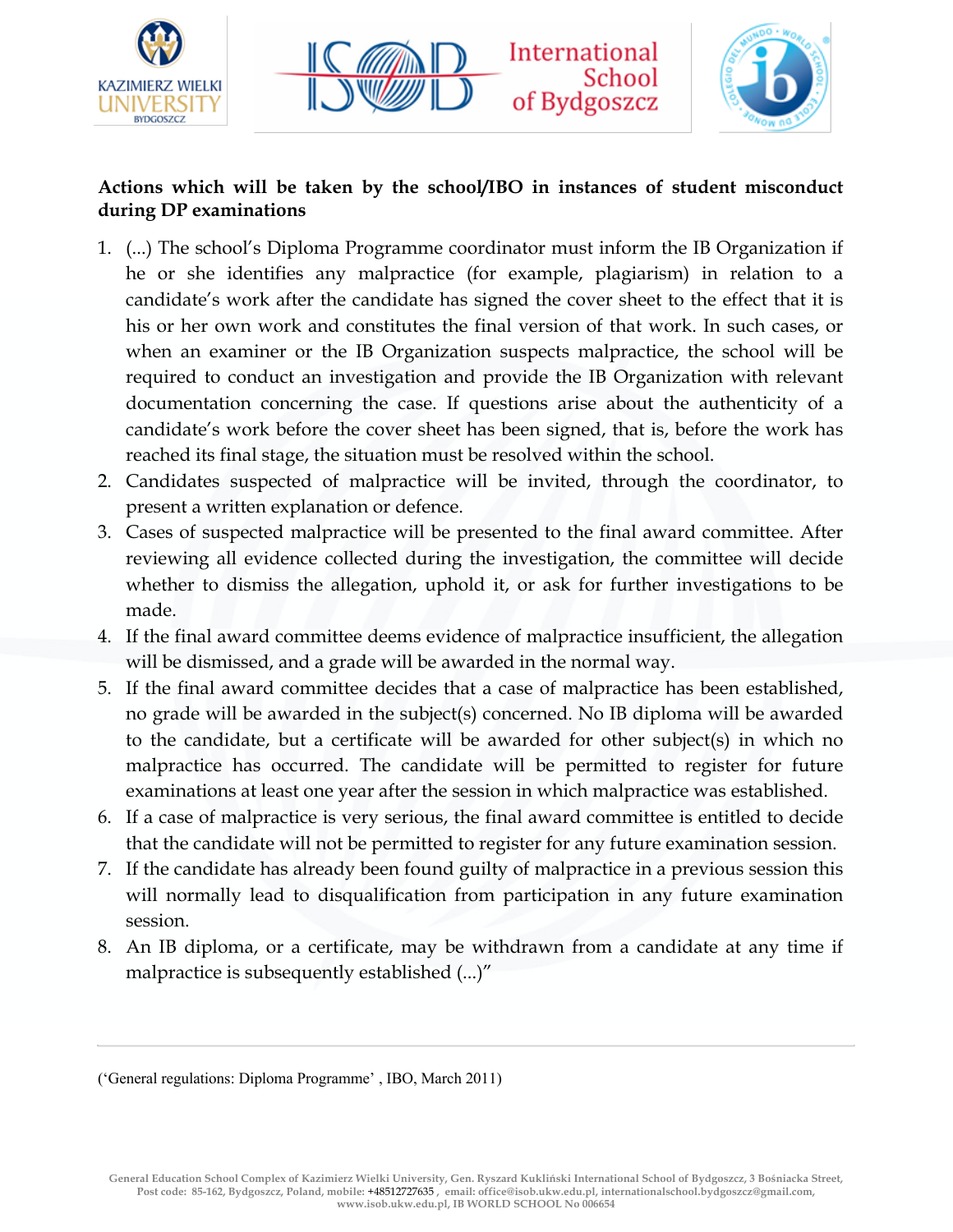**Actions which will be taken by the school/IBO in instances of student misconduct during DP examinations**

1. (...) The school's Diploma Programme coordinator must inform the IB Organization if he or she identifies any malpractice (for example, plagiarism) in relation to a candidate's work after the candidate has signed the cover sheet to the effect that it is his or her own work and constitutes the final version of that work. In such cases, or when an examiner or the IB Organization suspects malpractice, the school will be required to conduct an investigation and provide the IB Organization with relevant documentation concerning the case. If questions arise about the authenticity of a candidate's work before the cover sheet has been signed, that is, before the work has reached its final stage, the situation must be resolved within the school.
2. Candidates suspected of malpractice will be invited, through the coordinator, to present a written explanation or defence.
3. Cases of suspected malpractice will be presented to the final award committee. After reviewing all evidence collected during the investigation, the committee will decide whether to dismiss the allegation, uphold it, or ask for further investigations to be made.
4. If the final award committee deems evidence of malpractice insufficient, the allegation will be dismissed, and a grade will be awarded in the normal way.
5. If the final award committee decides that a case of malpractice has been established, no grade will be awarded in the subject(s) concerned. No IB diploma will be awarded to the candidate, but a certificate will be awarded for other subject(s) in which no malpractice has occurred. The candidate will be permitted to register for future examinations at least one year after the session in which malpractice was established.
6. If a case of malpractice is very serious, the final award committee is entitled to decide that the candidate will not be permitted to register for any future examination session.
7. If the candidate has already been found guilty of malpractice in a previous session this will normally lead to disqualification from participation in any future examination session.
8. An IB diploma, or a certificate, may be withdrawn from a candidate at any time if malpractice is subsequently established (...)"

('General regulations: Diploma Programme' , IBO, March 2011)